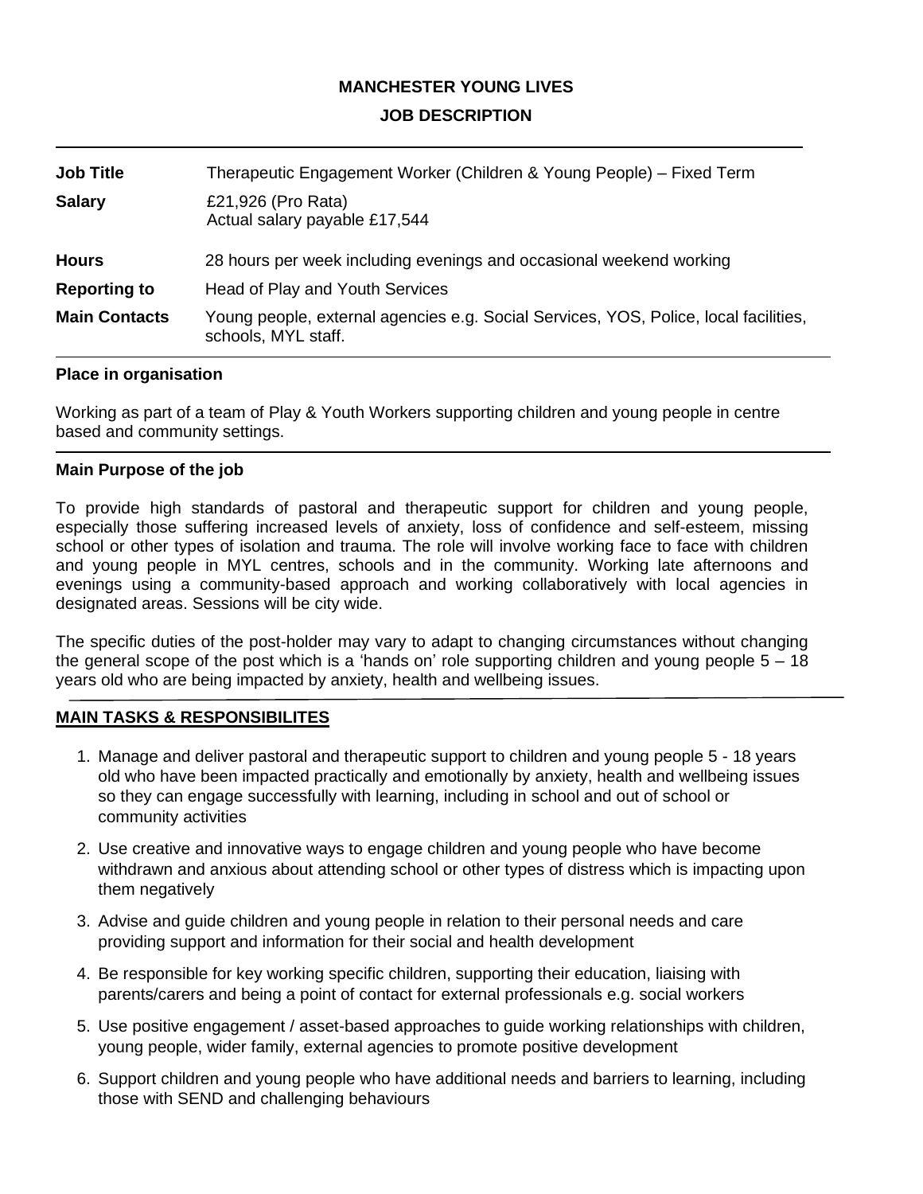# MANCHESTER YOUNG LIVES

## JOB DESCRIPTION

| | |
|---|---|
| **Job Title** | Therapeutic Engagement Worker (Children & Young People) – Fixed Term |
| **Salary** | £21,926 (Pro Rata)<br>Actual salary payable £17,544 |
| **Hours** | 28 hours per week including evenings and occasional weekend working |
| **Reporting to** | Head of Play and Youth Services |
| **Main Contacts** | Young people, external agencies e.g. Social Services, YOS, Police, local facilities, schools, MYL staff. |

### Place in organisation

Working as part of a team of Play & Youth Workers supporting children and young people in centre based and community settings.

### Main Purpose of the job

To provide high standards of pastoral and therapeutic support for children and young people, especially those suffering increased levels of anxiety, loss of confidence and self-esteem, missing school or other types of isolation and trauma. The role will involve working face to face with children and young people in MYL centres, schools and in the community. Working late afternoons and evenings using a community-based approach and working collaboratively with local agencies in designated areas. Sessions will be city wide.

The specific duties of the post-holder may vary to adapt to changing circumstances without changing the general scope of the post which is a 'hands on' role supporting children and young people 5 – 18 years old who are being impacted by anxiety, health and wellbeing issues.

### MAIN TASKS & RESPONSIBILITES

1. Manage and deliver pastoral and therapeutic support to children and young people 5 - 18 years old who have been impacted practically and emotionally by anxiety, health and wellbeing issues so they can engage successfully with learning, including in school and out of school or community activities
2. Use creative and innovative ways to engage children and young people who have become withdrawn and anxious about attending school or other types of distress which is impacting upon them negatively
3. Advise and guide children and young people in relation to their personal needs and care providing support and information for their social and health development
4. Be responsible for key working specific children, supporting their education, liaising with parents/carers and being a point of contact for external professionals e.g. social workers
5. Use positive engagement / asset-based approaches to guide working relationships with children, young people, wider family, external agencies to promote positive development
6. Support children and young people who have additional needs and barriers to learning, including those with SEND and challenging behaviours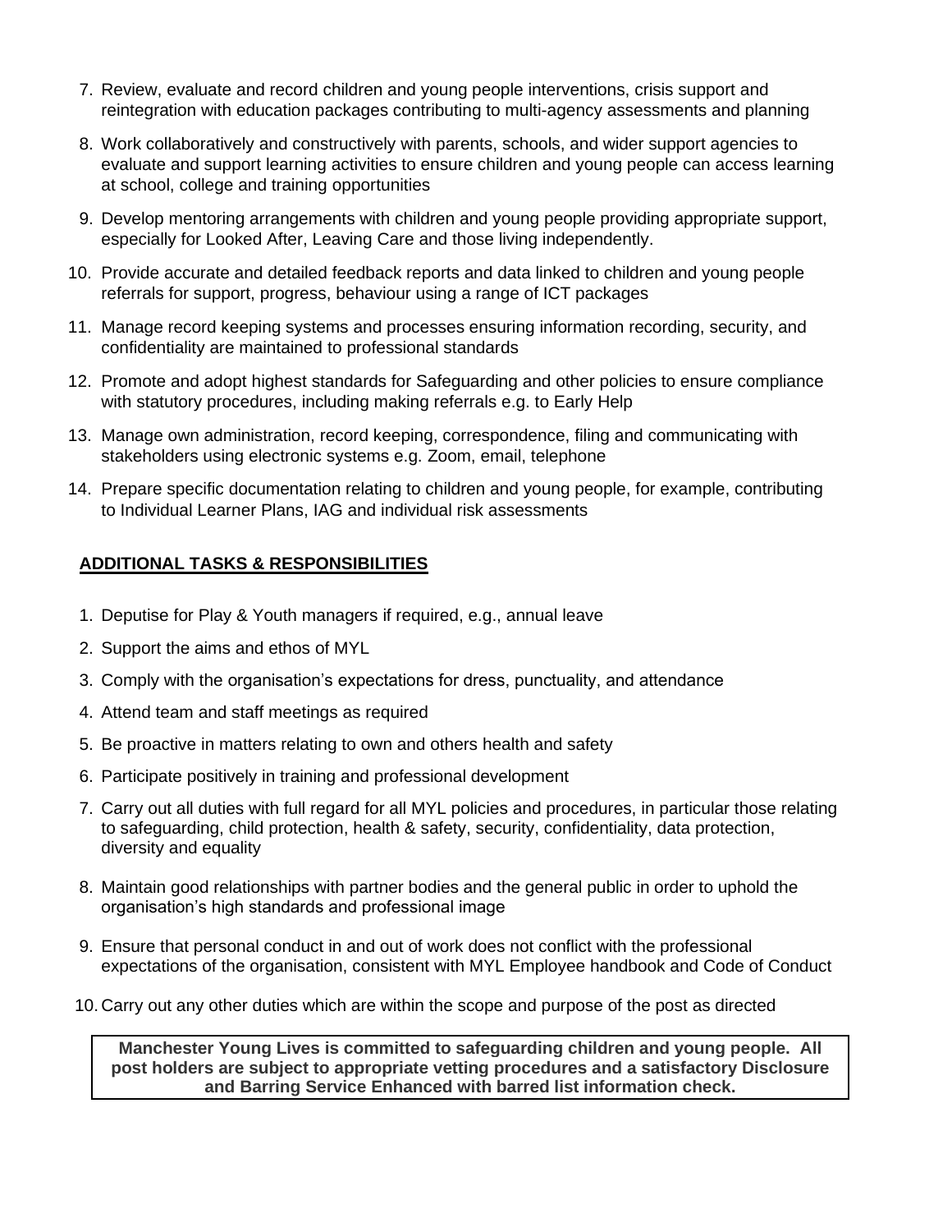7. Review, evaluate and record children and young people interventions, crisis support and reintegration with education packages contributing to multi-agency assessments and planning
8. Work collaboratively and constructively with parents, schools, and wider support agencies to evaluate and support learning activities to ensure children and young people can access learning at school, college and training opportunities
9. Develop mentoring arrangements with children and young people providing appropriate support, especially for Looked After, Leaving Care and those living independently.
10. Provide accurate and detailed feedback reports and data linked to children and young people referrals for support, progress, behaviour using a range of ICT packages
11. Manage record keeping systems and processes ensuring information recording, security, and confidentiality are maintained to professional standards
12. Promote and adopt highest standards for Safeguarding and other policies to ensure compliance with statutory procedures, including making referrals e.g. to Early Help
13. Manage own administration, record keeping, correspondence, filing and communicating with stakeholders using electronic systems e.g. Zoom, email, telephone
14. Prepare specific documentation relating to children and young people, for example, contributing to Individual Learner Plans, IAG and individual risk assessments

**ADDITIONAL TASKS & RESPONSIBILITIES**

1. Deputise for Play & Youth managers if required, e.g., annual leave
2. Support the aims and ethos of MYL
3. Comply with the organisation's expectations for dress, punctuality, and attendance
4. Attend team and staff meetings as required
5. Be proactive in matters relating to own and others health and safety
6. Participate positively in training and professional development
7. Carry out all duties with full regard for all MYL policies and procedures, in particular those relating to safeguarding, child protection, health & safety, security, confidentiality, data protection, diversity and equality
8. Maintain good relationships with partner bodies and the general public in order to uphold the organisation's high standards and professional image
9. Ensure that personal conduct in and out of work does not conflict with the professional expectations of the organisation, consistent with MYL Employee handbook and Code of Conduct
10. Carry out any other duties which are within the scope and purpose of the post as directed

**Manchester Young Lives is committed to safeguarding children and young people. All post holders are subject to appropriate vetting procedures and a satisfactory Disclosure and Barring Service Enhanced with barred list information check.**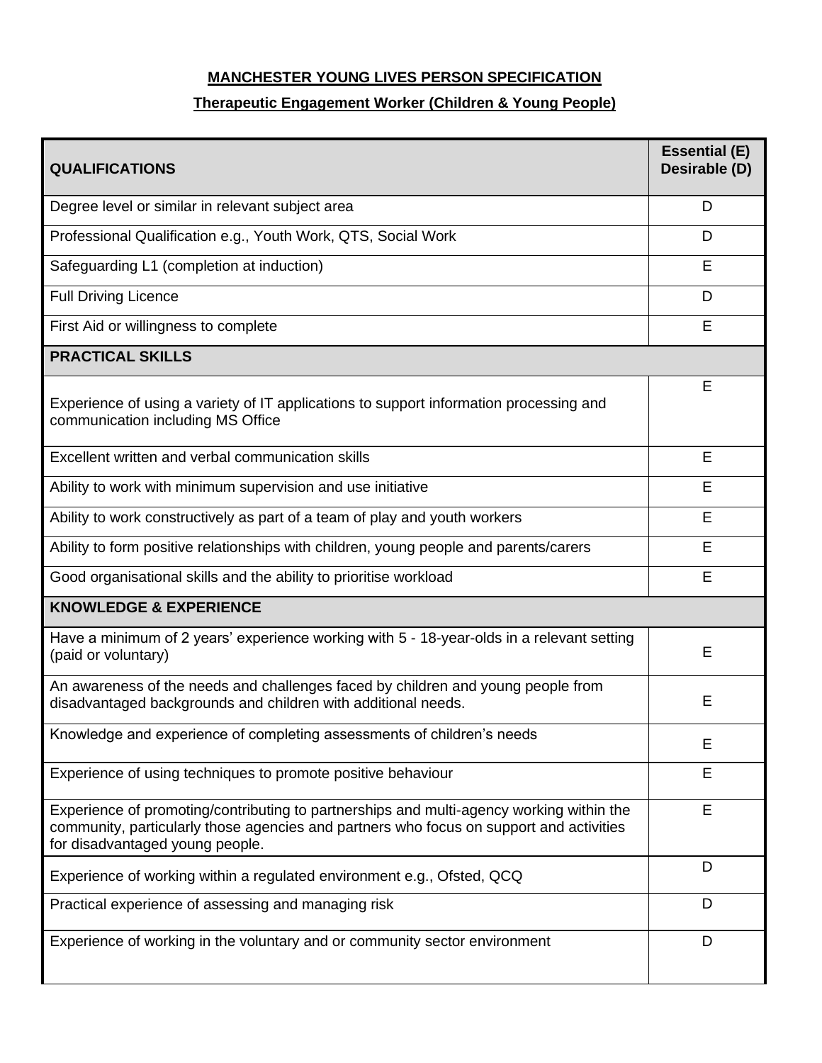**MANCHESTER YOUNG LIVES PERSON SPECIFICATION**

**Therapeutic Engagement Worker (Children & Young People)**

| **QUALIFICATIONS** | **Essential (E) Desirable (D)** |
|---|---|
| Degree level or similar in relevant subject area | D |
| Professional Qualification e.g., Youth Work, QTS, Social Work | D |
| Safeguarding L1 (completion at induction) | E |
| Full Driving Licence | D |
| First Aid or willingness to complete | E |
| **PRACTICAL SKILLS** | |
| Experience of using a variety of IT applications to support information processing and communication including MS Office | E |
| Excellent written and verbal communication skills | E |
| Ability to work with minimum supervision and use initiative | E |
| Ability to work constructively as part of a team of play and youth workers | E |
| Ability to form positive relationships with children, young people and parents/carers | E |
| Good organisational skills and the ability to prioritise workload | E |
| **KNOWLEDGE & EXPERIENCE** | |
| Have a minimum of 2 years' experience working with 5 - 18-year-olds in a relevant setting (paid or voluntary) | E |
| An awareness of the needs and challenges faced by children and young people from disadvantaged backgrounds and children with additional needs. | E |
| Knowledge and experience of completing assessments of children's needs | E |
| Experience of using techniques to promote positive behaviour | E |
| Experience of promoting/contributing to partnerships and multi-agency working within the community, particularly those agencies and partners who focus on support and activities for disadvantaged young people. | E |
| Experience of working within a regulated environment e.g., Ofsted, QCQ | D |
| Practical experience of assessing and managing risk | D |
| Experience of working in the voluntary and or community sector environment | D |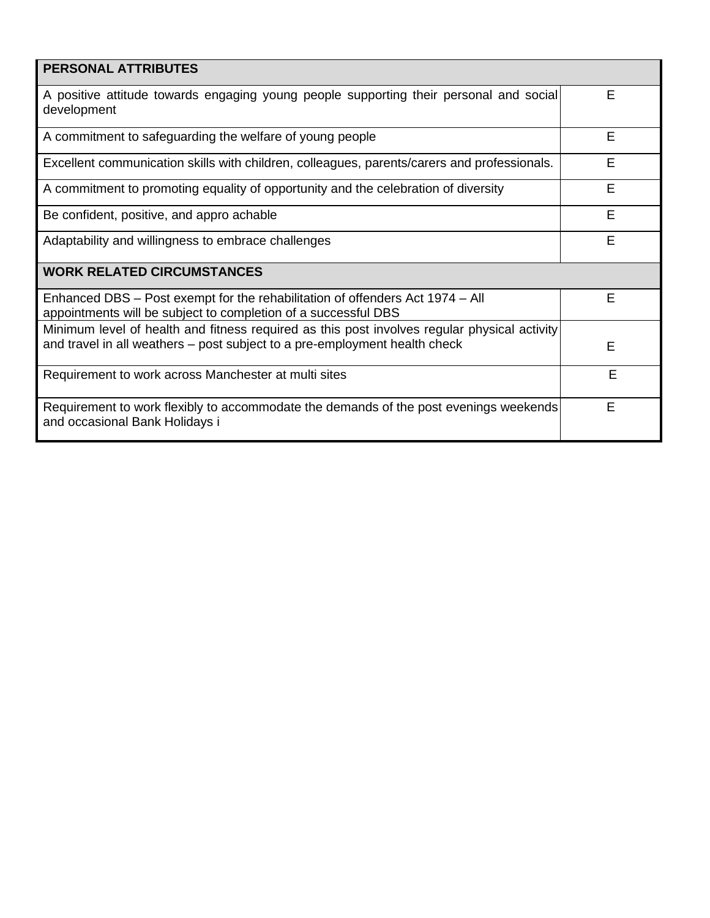| | |
|---|---|
| **PERSONAL ATTRIBUTES** | |
| A positive attitude towards engaging young people supporting their personal and social development | E |
| A commitment to safeguarding the welfare of young people | E |
| Excellent communication skills with children, colleagues, parents/carers and professionals. | E |
| A commitment to promoting equality of opportunity and the celebration of diversity | E |
| Be confident, positive, and appro achable | E |
| Adaptability and willingness to embrace challenges | E |
| **WORK RELATED CIRCUMSTANCES** | |
| Enhanced DBS – Post exempt for the rehabilitation of offenders Act 1974 – All appointments will be subject to completion of a successful DBS | E |
| Minimum level of health and fitness required as this post involves regular physical activity and travel in all weathers – post subject to a pre-employment health check | E |
| Requirement to work across Manchester at multi sites | E |
| Requirement to work flexibly to accommodate the demands of the post evenings weekends and occasional Bank Holidays i | E |